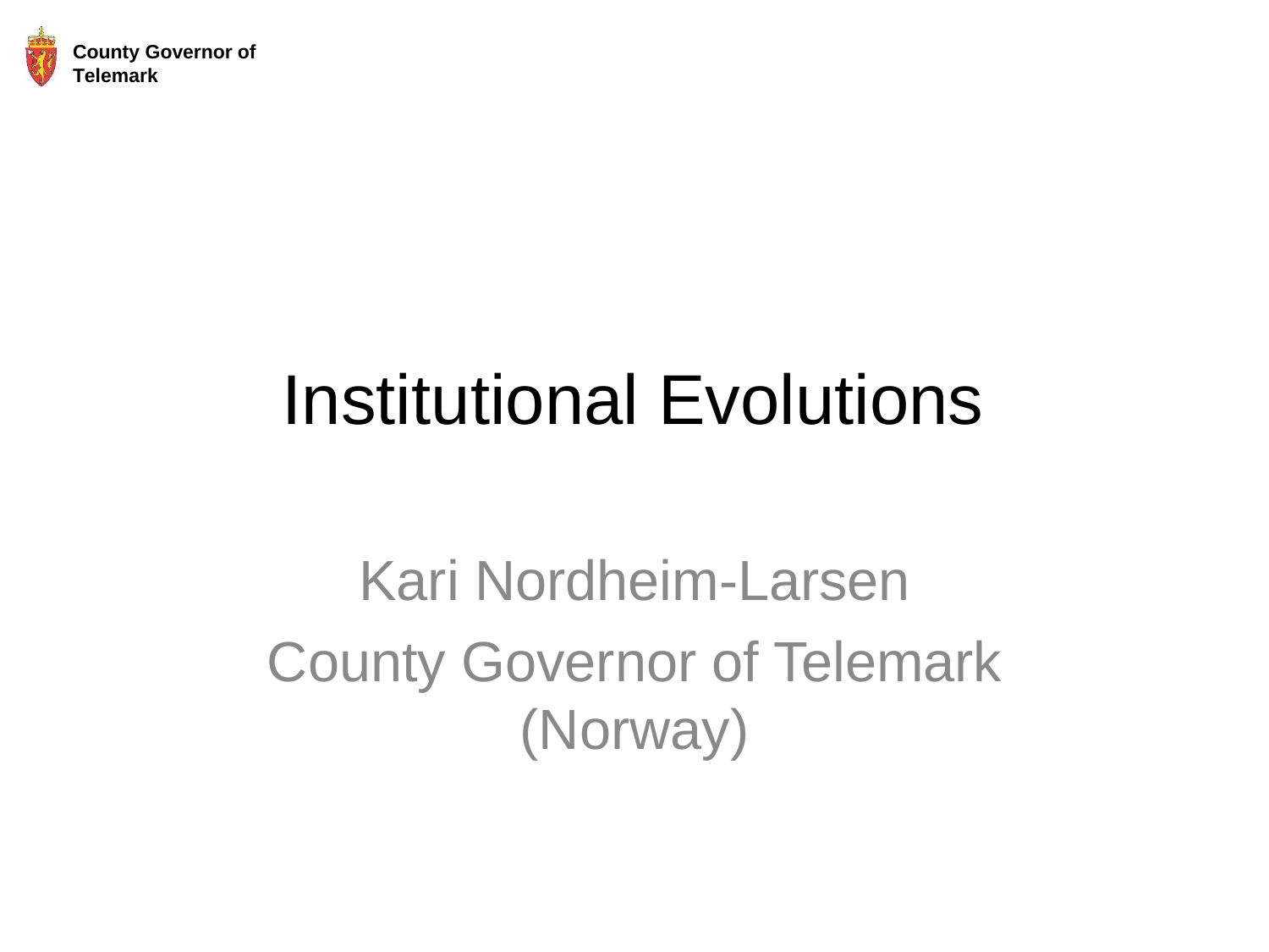County Governor of Telemark

# Institutional Evolutions

Kari Nordheim-Larsen

County Governor of Telemark (Norway)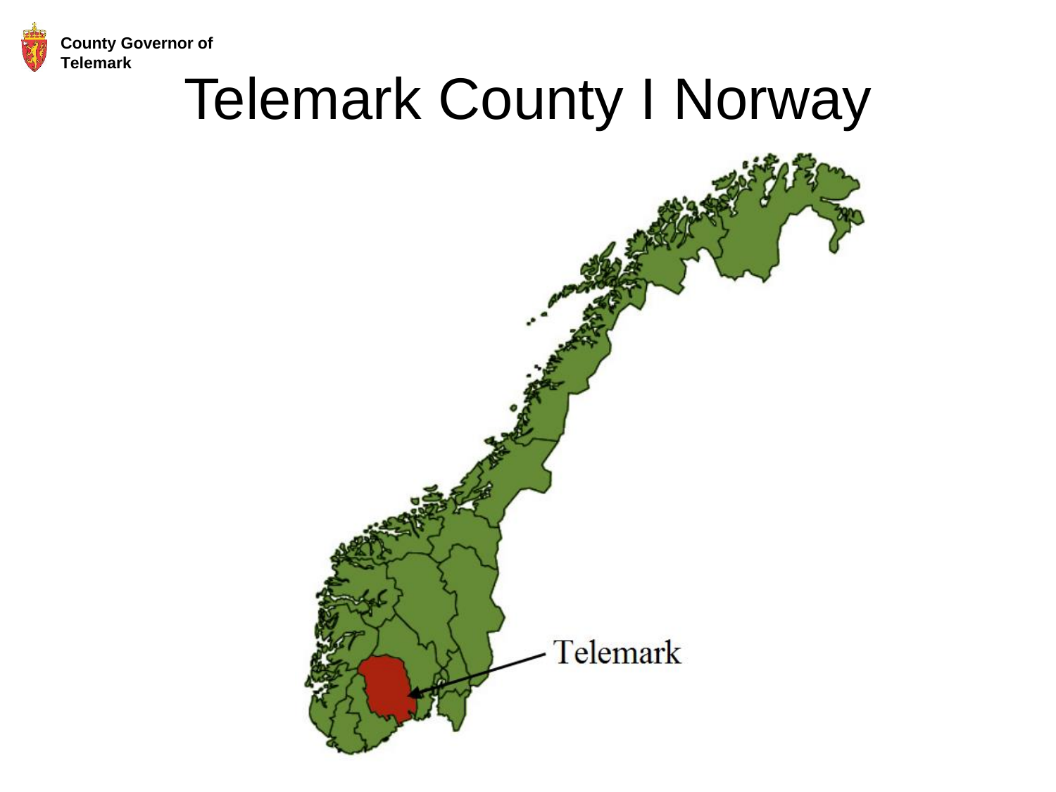# Telemark County I Norway

Telemark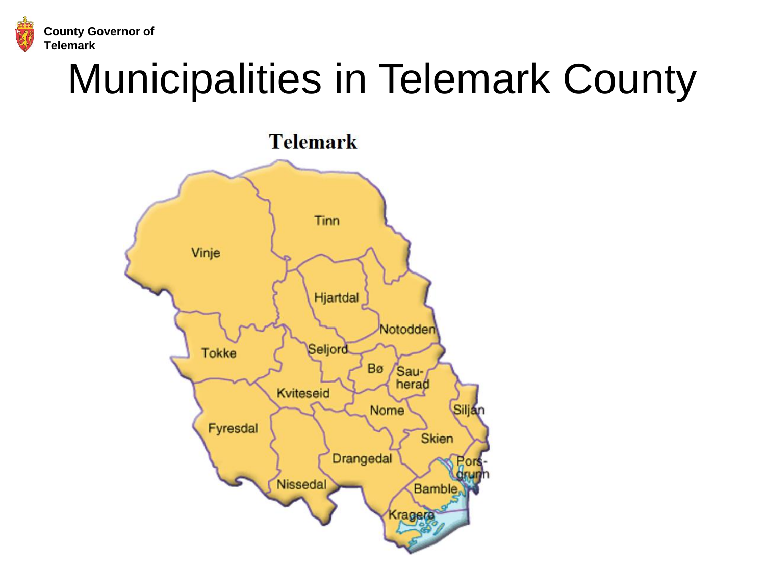# Municipalities in Telemark County

**Telemark**

- Tinn
- Vinje
- Hjartdal
- Notodden
- Tokke
- Seljord
- Bø
- Sauherad
- Kviteseid
- Nome
- Siljan
- Fyresdal
- Skien
- Drangedal
- Porsgrunn
- Nissedal
- Bamble
- Kragerø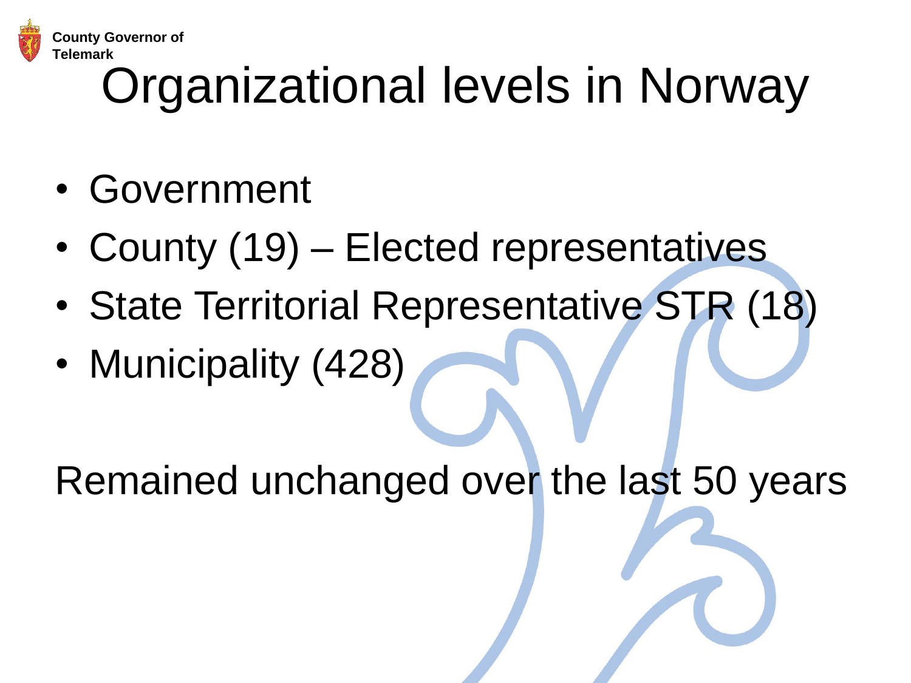# Organizational levels in Norway

- Government
- County (19) – Elected representatives
- State Territorial Representative STR (18)
- Municipality (428)

Remained unchanged over the last 50 years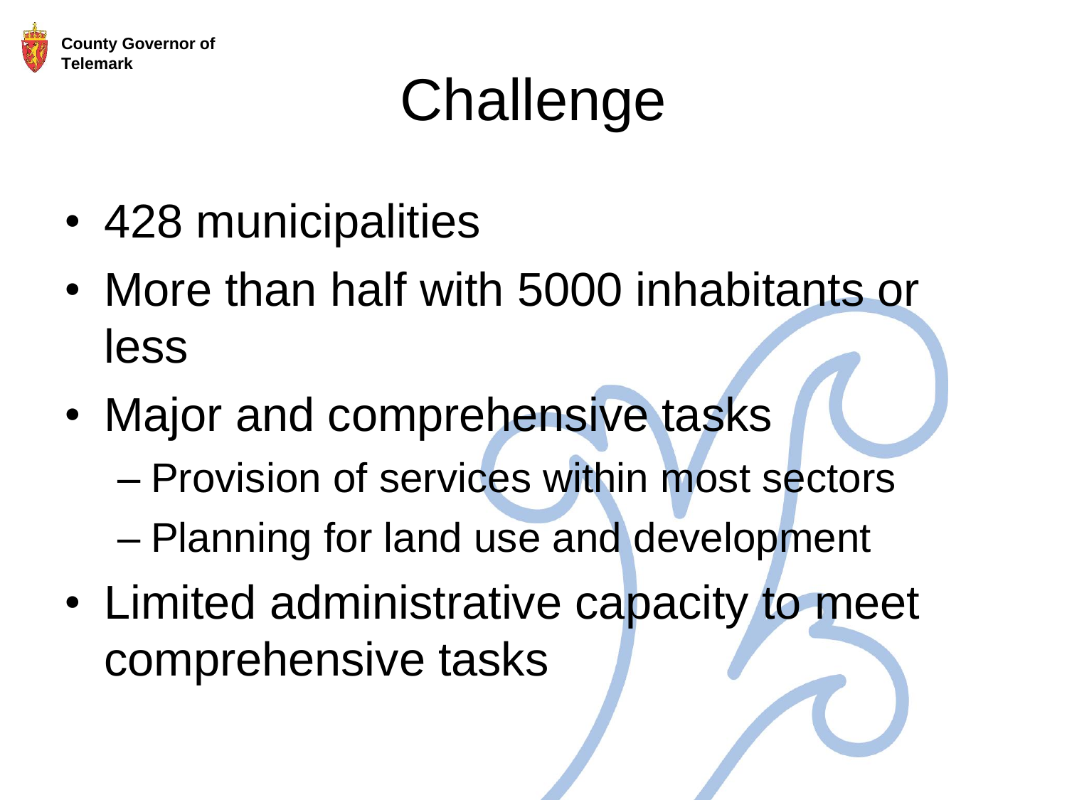# Challenge

- 428 municipalities
- More than half with 5000 inhabitants or less
- Major and comprehensive tasks
  - Provision of services within most sectors
  - Planning for land use and development
- Limited administrative capacity to meet comprehensive tasks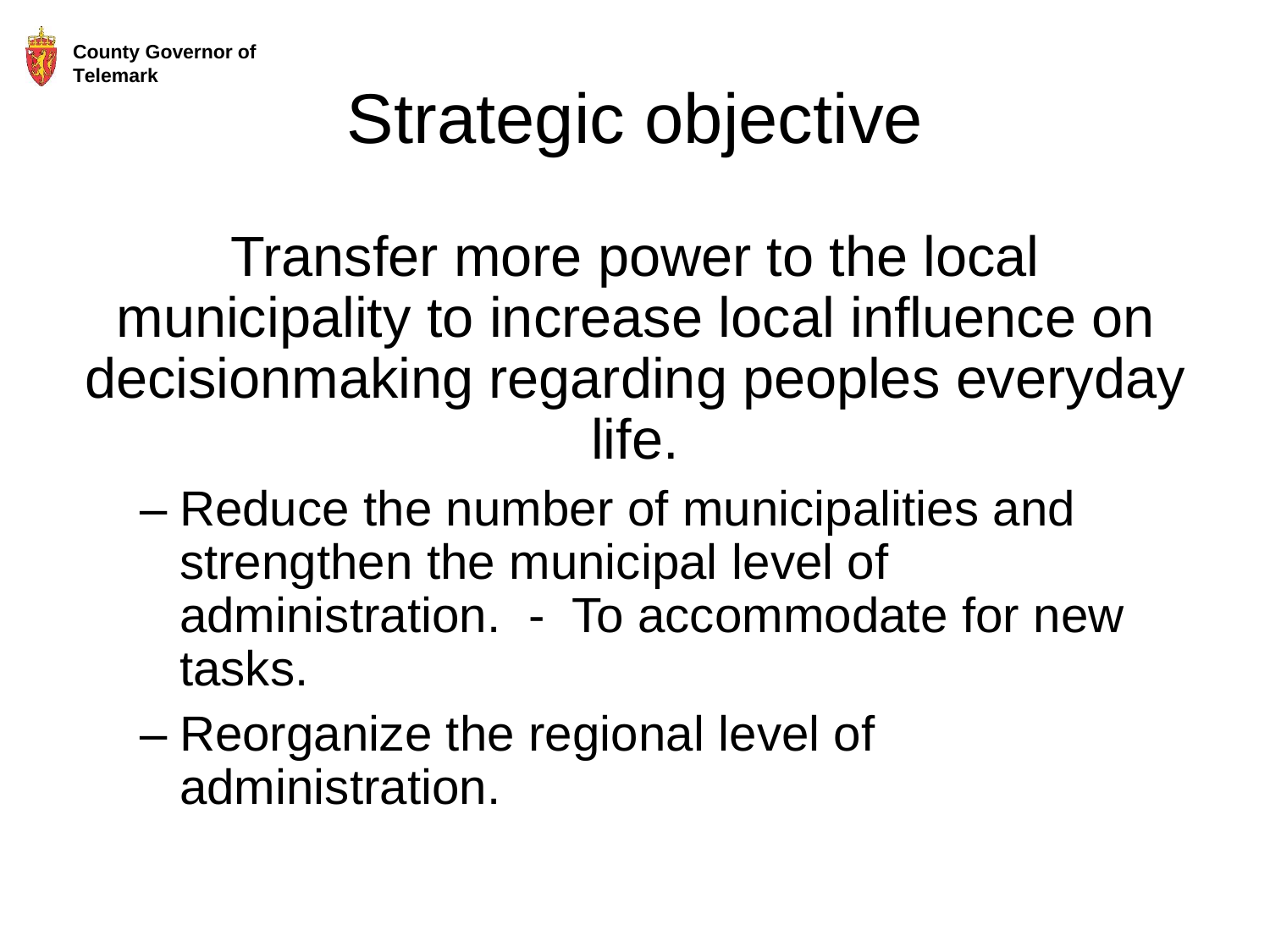County Governor of Telemark

# Strategic objective

Transfer more power to the local municipality to increase local influence on decisionmaking regarding peoples everyday life.

- Reduce the number of municipalities and strengthen the municipal level of administration. - To accommodate for new tasks.
- Reorganize the regional level of administration.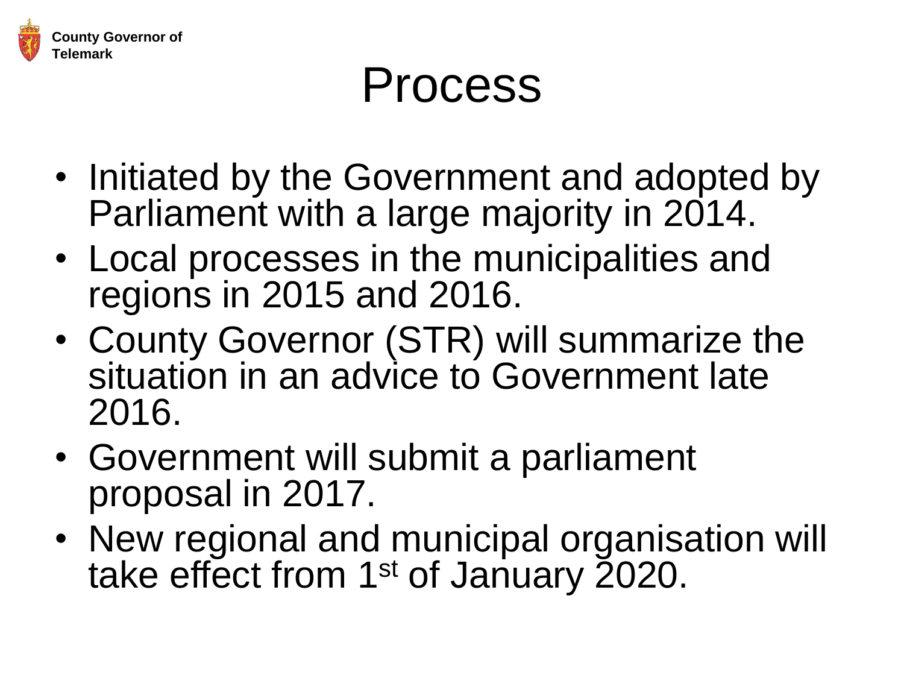County Governor of Telemark

# Process

- Initiated by the Government and adopted by Parliament with a large majority in 2014.
- Local processes in the municipalities and regions in 2015 and 2016.
- County Governor (STR) will summarize the situation in an advice to Government late 2016.
- Government will submit a parliament proposal in 2017.
- New regional and municipal organisation will take effect from 1st of January 2020.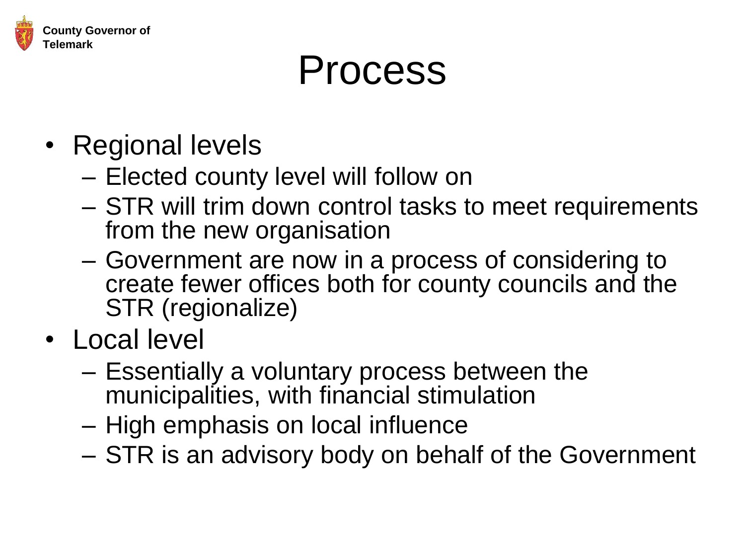# Process

- Regional levels
  - Elected county level will follow on
  - STR will trim down control tasks to meet requirements from the new organisation
  - Government are now in a process of considering to create fewer offices both for county councils and the STR (regionalize)
- Local level
  - Essentially a voluntary process between the municipalities, with financial stimulation
  - High emphasis on local influence
  - STR is an advisory body on behalf of the Government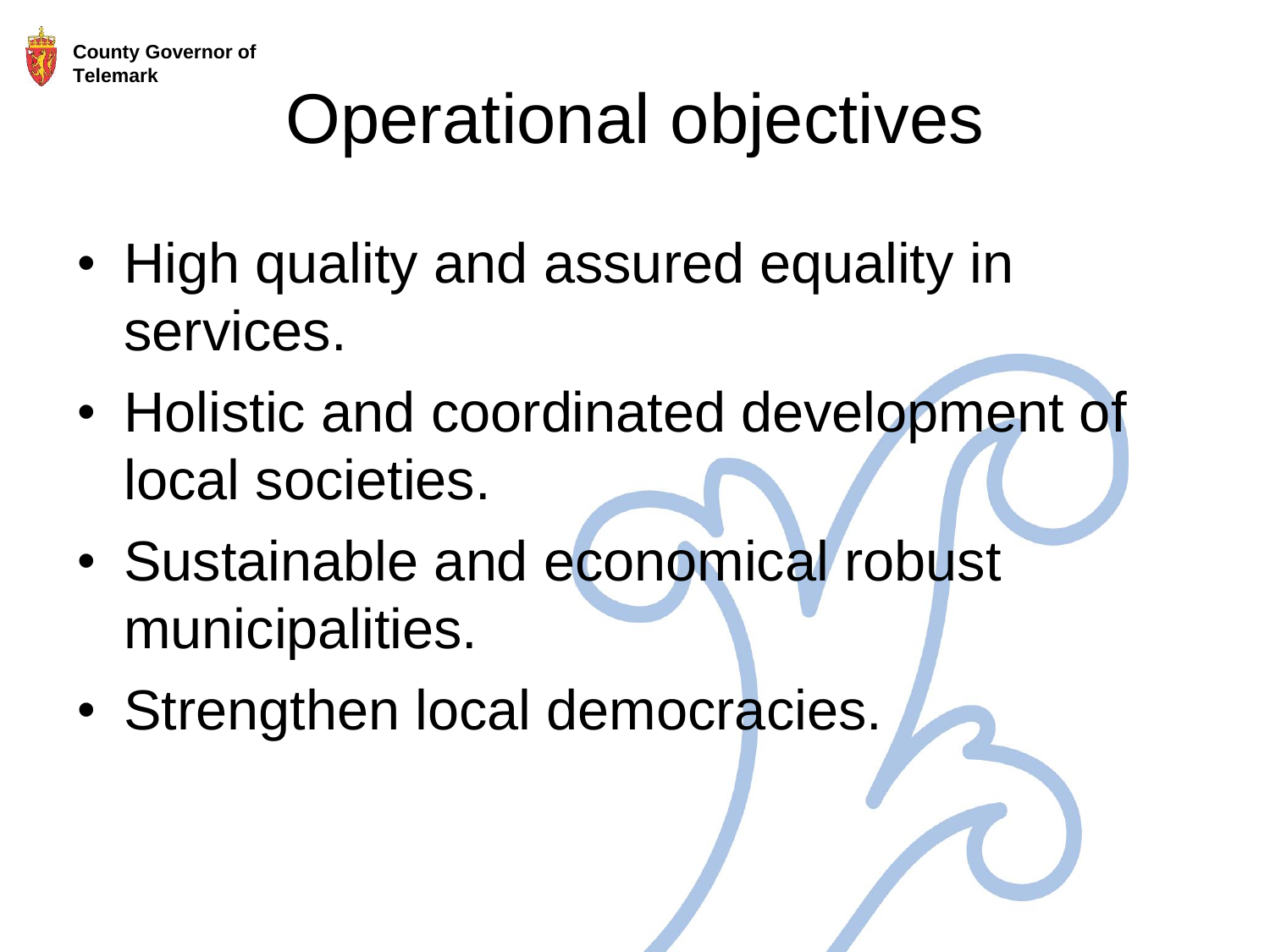County Governor of Telemark

# Operational objectives

- High quality and assured equality in services.
- Holistic and coordinated development of local societies.
- Sustainable and economical robust municipalities.
- Strengthen local democracies.